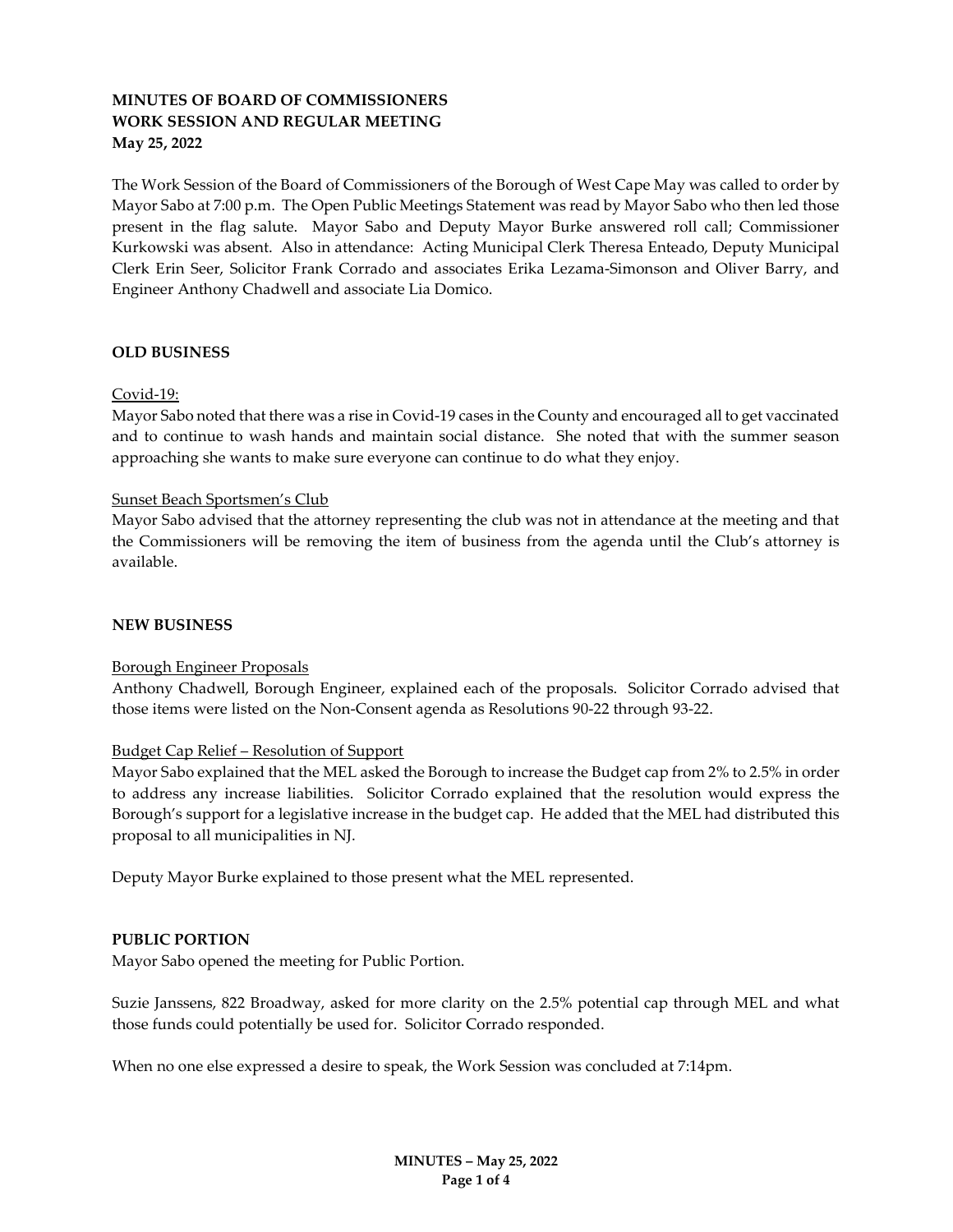**MINUTES OF BOARD OF COMMISSIONERS**
**WORK SESSION AND REGULAR MEETING**
**May 25, 2022**

The Work Session of the Board of Commissioners of the Borough of West Cape May was called to order by Mayor Sabo at 7:00 p.m. The Open Public Meetings Statement was read by Mayor Sabo who then led those present in the flag salute. Mayor Sabo and Deputy Mayor Burke answered roll call; Commissioner Kurkowski was absent. Also in attendance: Acting Municipal Clerk Theresa Enteado, Deputy Municipal Clerk Erin Seer, Solicitor Frank Corrado and associates Erika Lezama-Simonson and Oliver Barry, and Engineer Anthony Chadwell and associate Lia Domico.

**OLD BUSINESS**

Covid-19:
Mayor Sabo noted that there was a rise in Covid-19 cases in the County and encouraged all to get vaccinated and to continue to wash hands and maintain social distance. She noted that with the summer season approaching she wants to make sure everyone can continue to do what they enjoy.

Sunset Beach Sportsmen's Club
Mayor Sabo advised that the attorney representing the club was not in attendance at the meeting and that the Commissioners will be removing the item of business from the agenda until the Club's attorney is available.

**NEW BUSINESS**

Borough Engineer Proposals
Anthony Chadwell, Borough Engineer, explained each of the proposals. Solicitor Corrado advised that those items were listed on the Non-Consent agenda as Resolutions 90-22 through 93-22.

Budget Cap Relief – Resolution of Support
Mayor Sabo explained that the MEL asked the Borough to increase the Budget cap from 2% to 2.5% in order to address any increase liabilities. Solicitor Corrado explained that the resolution would express the Borough's support for a legislative increase in the budget cap. He added that the MEL had distributed this proposal to all municipalities in NJ.

Deputy Mayor Burke explained to those present what the MEL represented.

**PUBLIC PORTION**
Mayor Sabo opened the meeting for Public Portion.

Suzie Janssens, 822 Broadway, asked for more clarity on the 2.5% potential cap through MEL and what those funds could potentially be used for. Solicitor Corrado responded.

When no one else expressed a desire to speak, the Work Session was concluded at 7:14pm.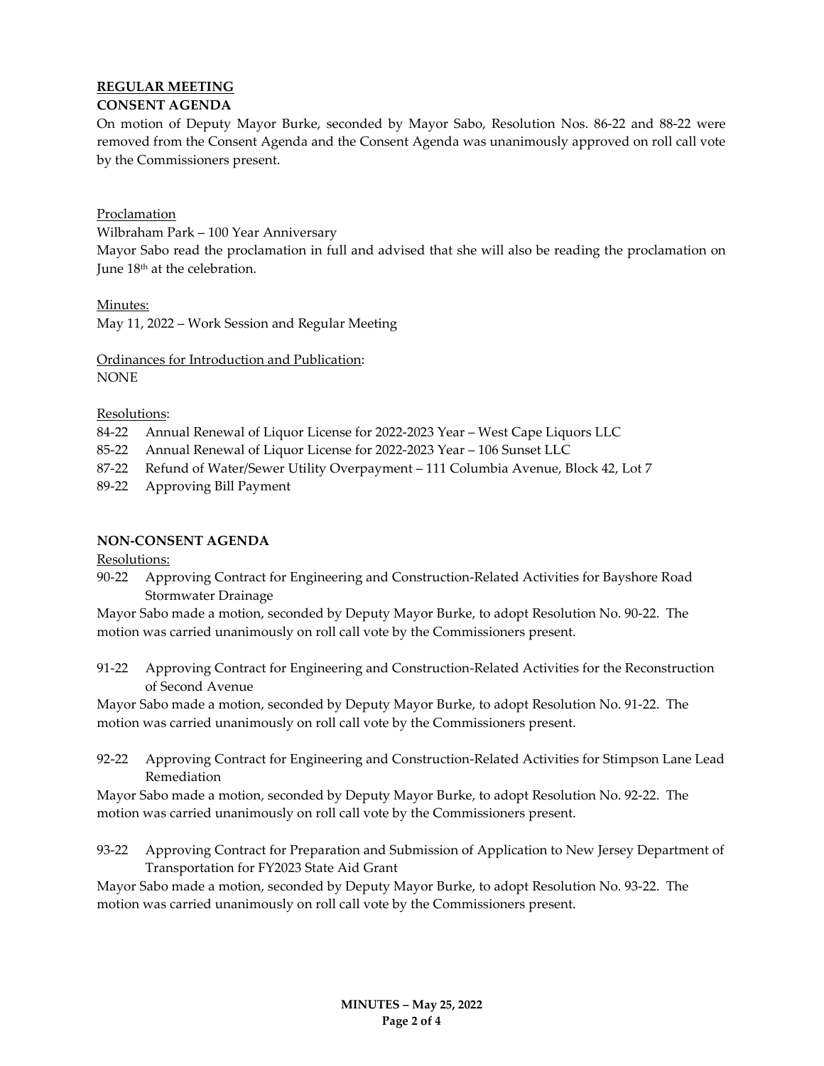**REGULAR MEETING**

**CONSENT AGENDA**

On motion of Deputy Mayor Burke, seconded by Mayor Sabo, Resolution Nos. 86-22 and 88-22 were removed from the Consent Agenda and the Consent Agenda was unanimously approved on roll call vote by the Commissioners present.

Proclamation

Wilbraham Park – 100 Year Anniversary

Mayor Sabo read the proclamation in full and advised that she will also be reading the proclamation on June 18th at the celebration.

Minutes:

May 11, 2022 – Work Session and Regular Meeting

Ordinances for Introduction and Publication:

NONE

Resolutions:

84-22 Annual Renewal of Liquor License for 2022-2023 Year – West Cape Liquors LLC

85-22 Annual Renewal of Liquor License for 2022-2023 Year – 106 Sunset LLC

87-22 Refund of Water/Sewer Utility Overpayment – 111 Columbia Avenue, Block 42, Lot 7

89-22 Approving Bill Payment

**NON-CONSENT AGENDA**

Resolutions:

90-22 Approving Contract for Engineering and Construction-Related Activities for Bayshore Road Stormwater Drainage

Mayor Sabo made a motion, seconded by Deputy Mayor Burke, to adopt Resolution No. 90-22. The motion was carried unanimously on roll call vote by the Commissioners present.

91-22 Approving Contract for Engineering and Construction-Related Activities for the Reconstruction of Second Avenue

Mayor Sabo made a motion, seconded by Deputy Mayor Burke, to adopt Resolution No. 91-22. The motion was carried unanimously on roll call vote by the Commissioners present.

92-22 Approving Contract for Engineering and Construction-Related Activities for Stimpson Lane Lead Remediation

Mayor Sabo made a motion, seconded by Deputy Mayor Burke, to adopt Resolution No. 92-22. The motion was carried unanimously on roll call vote by the Commissioners present.

93-22 Approving Contract for Preparation and Submission of Application to New Jersey Department of Transportation for FY2023 State Aid Grant

Mayor Sabo made a motion, seconded by Deputy Mayor Burke, to adopt Resolution No. 93-22. The motion was carried unanimously on roll call vote by the Commissioners present.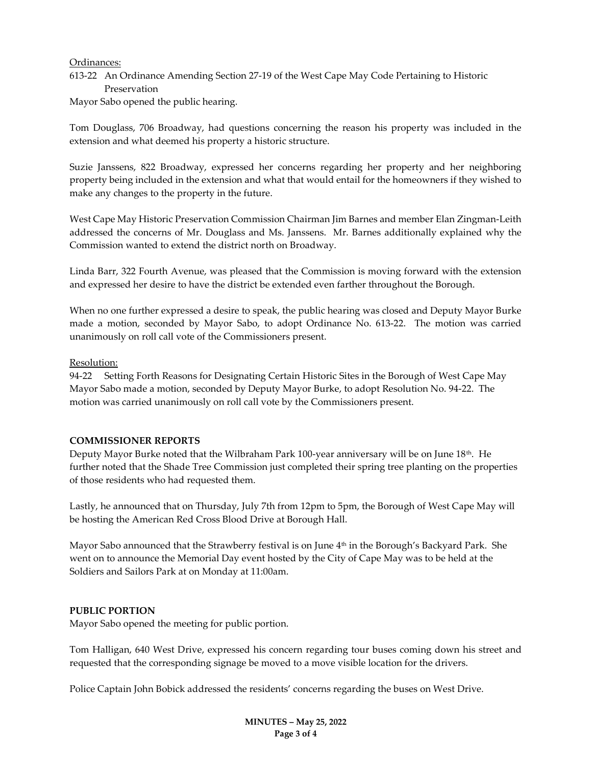Ordinances:

613-22 An Ordinance Amending Section 27-19 of the West Cape May Code Pertaining to Historic Preservation

Mayor Sabo opened the public hearing.

Tom Douglass, 706 Broadway, had questions concerning the reason his property was included in the extension and what deemed his property a historic structure.

Suzie Janssens, 822 Broadway, expressed her concerns regarding her property and her neighboring property being included in the extension and what that would entail for the homeowners if they wished to make any changes to the property in the future.

West Cape May Historic Preservation Commission Chairman Jim Barnes and member Elan Zingman-Leith addressed the concerns of Mr. Douglass and Ms. Janssens. Mr. Barnes additionally explained why the Commission wanted to extend the district north on Broadway.

Linda Barr, 322 Fourth Avenue, was pleased that the Commission is moving forward with the extension and expressed her desire to have the district be extended even farther throughout the Borough.

When no one further expressed a desire to speak, the public hearing was closed and Deputy Mayor Burke made a motion, seconded by Mayor Sabo, to adopt Ordinance No. 613-22. The motion was carried unanimously on roll call vote of the Commissioners present.

Resolution:

94-22 Setting Forth Reasons for Designating Certain Historic Sites in the Borough of West Cape May

Mayor Sabo made a motion, seconded by Deputy Mayor Burke, to adopt Resolution No. 94-22. The motion was carried unanimously on roll call vote by the Commissioners present.

## COMMISSIONER REPORTS

Deputy Mayor Burke noted that the Wilbraham Park 100-year anniversary will be on June 18th. He further noted that the Shade Tree Commission just completed their spring tree planting on the properties of those residents who had requested them.

Lastly, he announced that on Thursday, July 7th from 12pm to 5pm, the Borough of West Cape May will be hosting the American Red Cross Blood Drive at Borough Hall.

Mayor Sabo announced that the Strawberry festival is on June 4th in the Borough's Backyard Park. She went on to announce the Memorial Day event hosted by the City of Cape May was to be held at the Soldiers and Sailors Park at on Monday at 11:00am.

## PUBLIC PORTION

Mayor Sabo opened the meeting for public portion.

Tom Halligan, 640 West Drive, expressed his concern regarding tour buses coming down his street and requested that the corresponding signage be moved to a move visible location for the drivers.

Police Captain John Bobick addressed the residents' concerns regarding the buses on West Drive.

**MINUTES – May 25, 2022**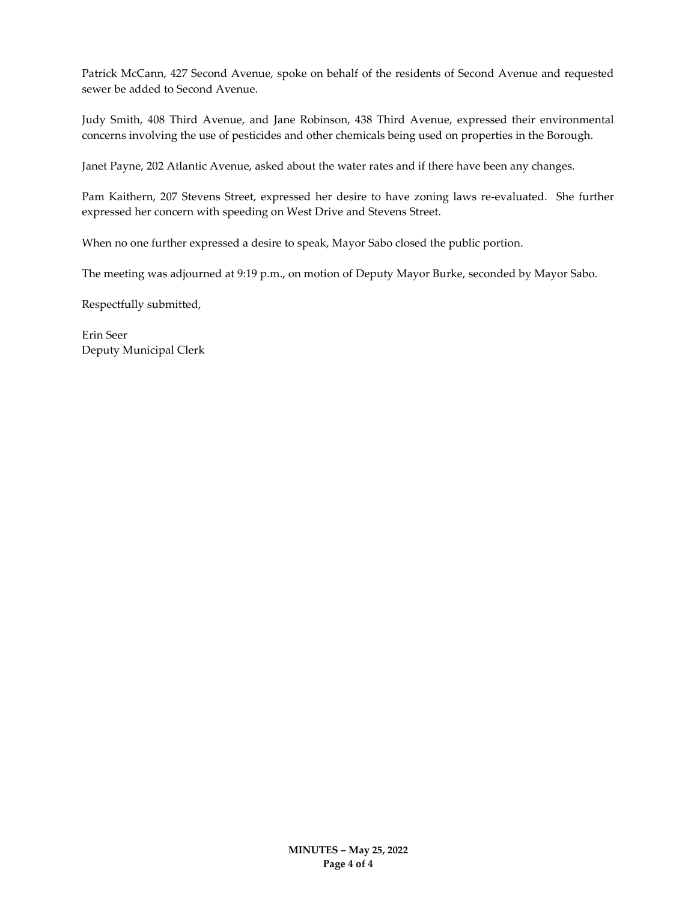Patrick McCann, 427 Second Avenue, spoke on behalf of the residents of Second Avenue and requested sewer be added to Second Avenue.

Judy Smith, 408 Third Avenue, and Jane Robinson, 438 Third Avenue, expressed their environmental concerns involving the use of pesticides and other chemicals being used on properties in the Borough.

Janet Payne, 202 Atlantic Avenue, asked about the water rates and if there have been any changes.

Pam Kaithern, 207 Stevens Street, expressed her desire to have zoning laws re-evaluated. She further expressed her concern with speeding on West Drive and Stevens Street.

When no one further expressed a desire to speak, Mayor Sabo closed the public portion.

The meeting was adjourned at 9:19 p.m., on motion of Deputy Mayor Burke, seconded by Mayor Sabo.

Respectfully submitted,

Erin Seer
Deputy Municipal Clerk